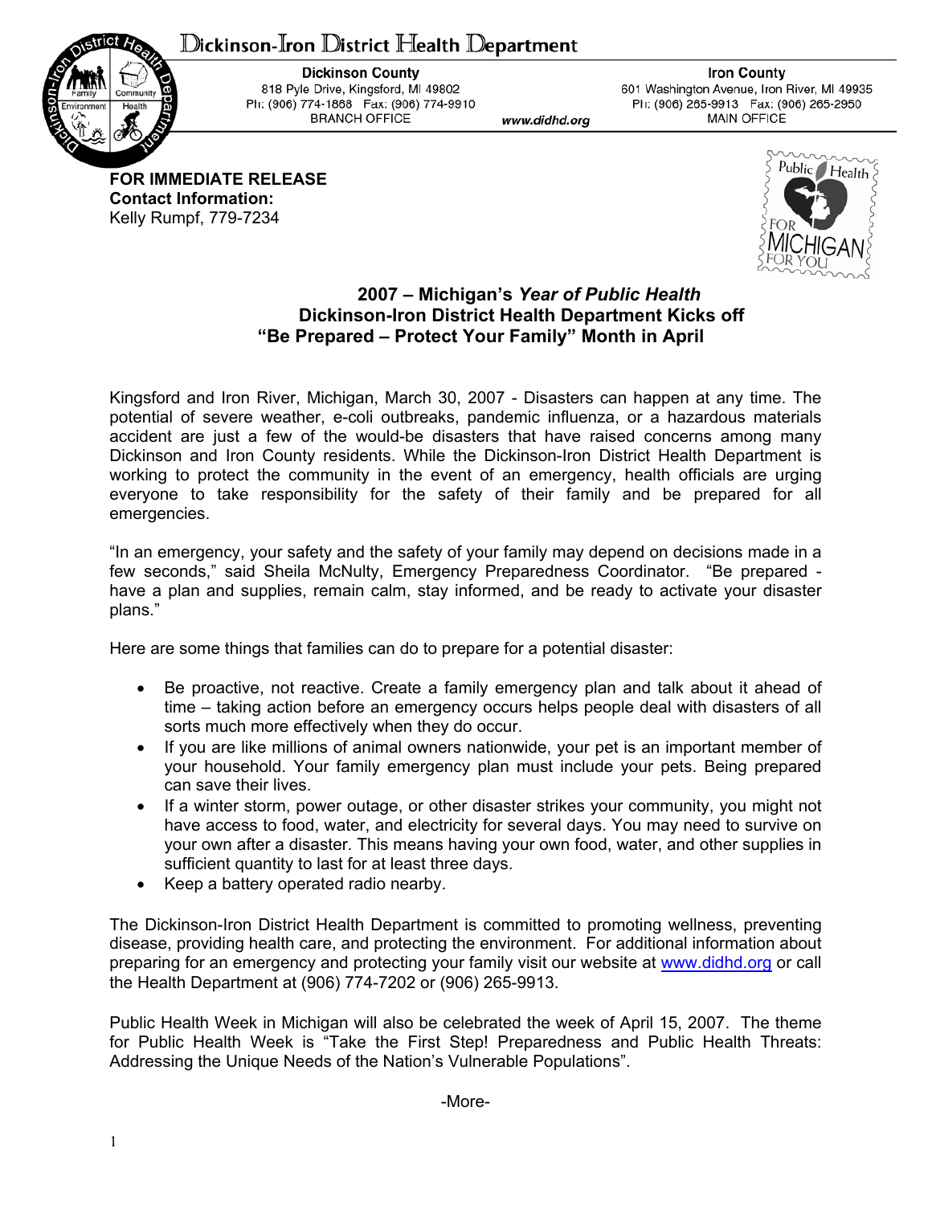# Dickinson-Iron District Health Department

**Dickinson County**
818 Pyle Drive, Kingsford, MI 49802
Ph: (906) 774-1868 Fax: (906) 774-9910
BRANCH OFFICE

www.didhd.org

**Iron County**
601 Washington Avenue, Iron River, MI 49935
Ph: (906) 265-9913 Fax: (906) 265-2950
MAIN OFFICE

**FOR IMMEDIATE RELEASE**
**Contact Information:**
Kelly Rumpf, 779-7234

## 2007 – Michigan's *Year of Public Health*
## Dickinson-Iron District Health Department Kicks off "Be Prepared – Protect Your Family" Month in April

Kingsford and Iron River, Michigan, March 30, 2007 - Disasters can happen at any time. The potential of severe weather, e-coli outbreaks, pandemic influenza, or a hazardous materials accident are just a few of the would-be disasters that have raised concerns among many Dickinson and Iron County residents. While the Dickinson-Iron District Health Department is working to protect the community in the event of an emergency, health officials are urging everyone to take responsibility for the safety of their family and be prepared for all emergencies.

"In an emergency, your safety and the safety of your family may depend on decisions made in a few seconds," said Sheila McNulty, Emergency Preparedness Coordinator. "Be prepared - have a plan and supplies, remain calm, stay informed, and be ready to activate your disaster plans."

Here are some things that families can do to prepare for a potential disaster:

- Be proactive, not reactive. Create a family emergency plan and talk about it ahead of time – taking action before an emergency occurs helps people deal with disasters of all sorts much more effectively when they do occur.
- If you are like millions of animal owners nationwide, your pet is an important member of your household. Your family emergency plan must include your pets. Being prepared can save their lives.
- If a winter storm, power outage, or other disaster strikes your community, you might not have access to food, water, and electricity for several days. You may need to survive on your own after a disaster. This means having your own food, water, and other supplies in sufficient quantity to last for at least three days.
- Keep a battery operated radio nearby.

The Dickinson-Iron District Health Department is committed to promoting wellness, preventing disease, providing health care, and protecting the environment. For additional information about preparing for an emergency and protecting your family visit our website at www.didhd.org or call the Health Department at (906) 774-7202 or (906) 265-9913.

Public Health Week in Michigan will also be celebrated the week of April 15, 2007. The theme for Public Health Week is "Take the First Step! Preparedness and Public Health Threats: Addressing the Unique Needs of the Nation's Vulnerable Populations".

-More-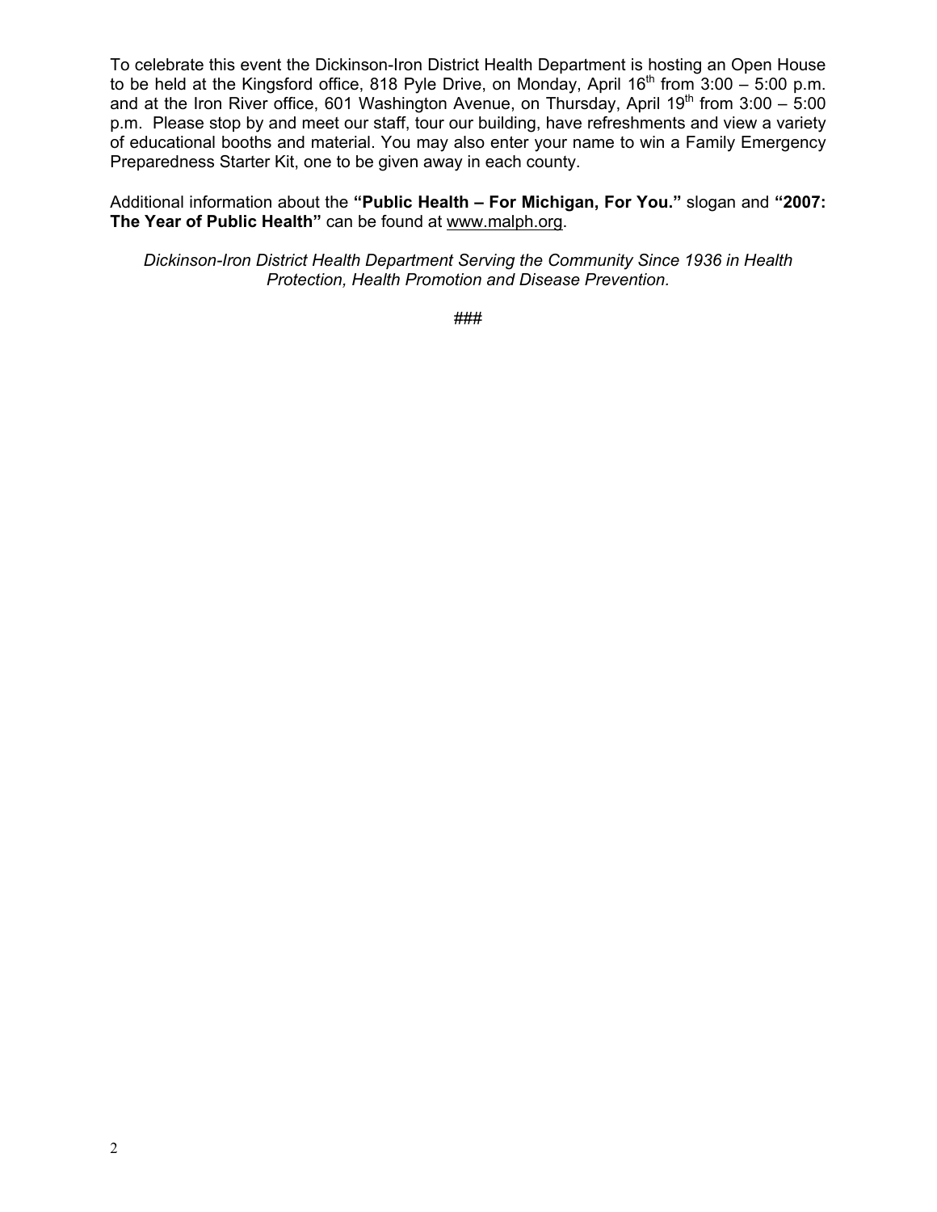To celebrate this event the Dickinson-Iron District Health Department is hosting an Open House to be held at the Kingsford office, 818 Pyle Drive, on Monday, April 16th from 3:00 – 5:00 p.m. and at the Iron River office, 601 Washington Avenue, on Thursday, April 19th from 3:00 – 5:00 p.m. Please stop by and meet our staff, tour our building, have refreshments and view a variety of educational booths and material. You may also enter your name to win a Family Emergency Preparedness Starter Kit, one to be given away in each county.

Additional information about the **"Public Health – For Michigan, For You."** slogan and **"2007: The Year of Public Health"** can be found at www.malph.org.

*Dickinson-Iron District Health Department Serving the Community Since 1936 in Health Protection, Health Promotion and Disease Prevention.*

###